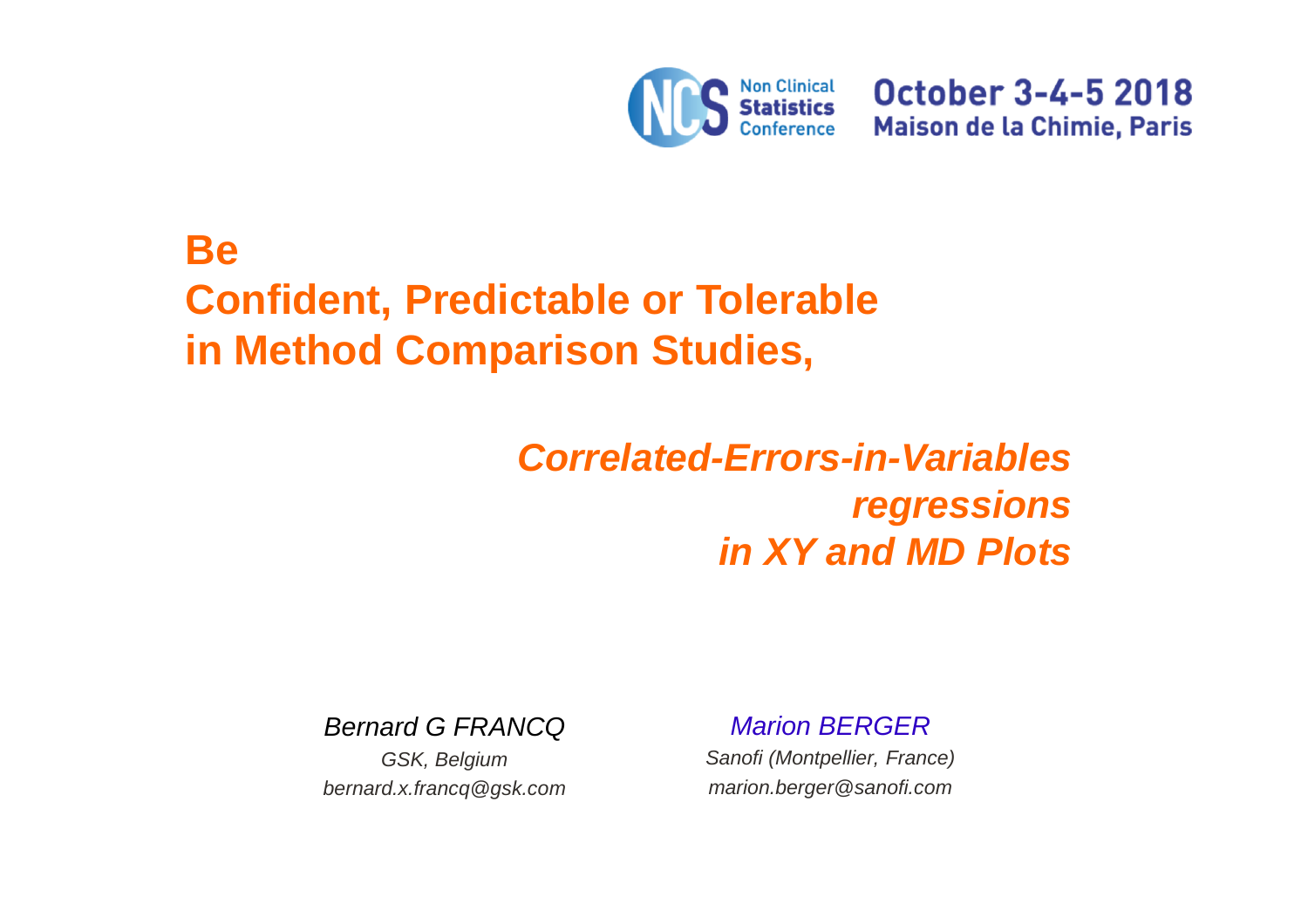Non Clinical Statistics Conference

October 3-4-5 2018
Maison de la Chimie, Paris

# Be
# Confident, Predictable or Tolerable
# in Method Comparison Studies,

## *Correlated-Errors-in-Variables regressions in XY and MD Plots*

*Bernard G FRANCQ*
*GSK, Belgium*
*bernard.x.francq@gsk.com*

*Marion BERGER*
*Sanofi (Montpellier, France)*
*marion.berger@sanofi.com*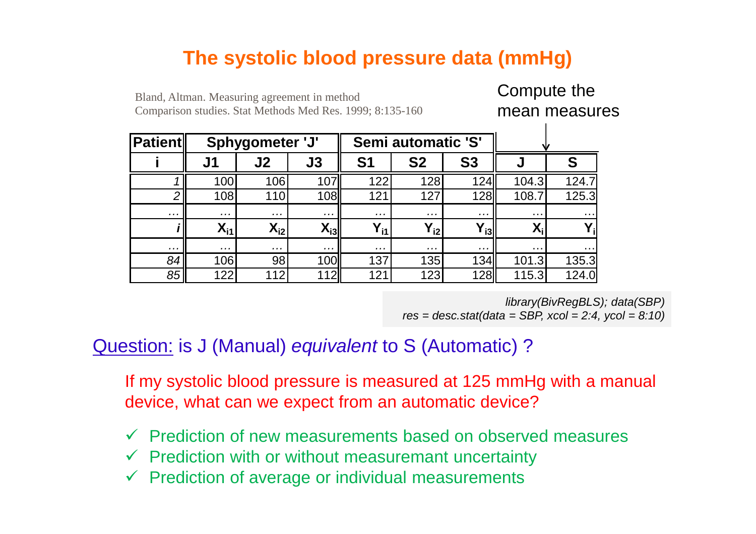# The systolic blood pressure data (mmHg)

Bland, Altman. Measuring agreement in method Comparison studies. Stat Methods Med Res. 1999; 8:135-160

Compute the mean measures

| Patient | Sphygometer 'J' | | | Semi automatic 'S' | | | | |
|---|---|---|---|---|---|---|---|---|
| i | J1 | J2 | J3 | S1 | S2 | S3 | J | S |
| *1* | 100 | 106 | 107 | 122 | 128 | 124 | 104.3 | 124.7 |
| *2* | 108 | 110 | 108 | 121 | 127 | 128 | 108.7 | 125.3 |
| ... | ... | ... | ... | ... | ... | ... | ... | ... |
| *i* | $X_{i1}$ | $X_{i2}$ | $X_{i3}$ | $Y_{i1}$ | $Y_{i2}$ | $Y_{i3}$ | $X_i$ | $Y_i$ |
| ... | ... | ... | ... | ... | ... | ... | ... | ... |
| *84* | 106 | 98 | 100 | 137 | 135 | 134 | 101.3 | 135.3 |
| *85* | 122 | 112 | 112 | 121 | 123 | 128 | 115.3 | 124.0 |

```
library(BivRegBLS); data(SBP)
res = desc.stat(data = SBP, xcol = 2:4, ycol = 8:10)
```

Question: is J (Manual) *equivalent* to S (Automatic) ?

If my systolic blood pressure is measured at 125 mmHg with a manual device, what can we expect from an automatic device?

- ✓ Prediction of new measurements based on observed measures
- ✓ Prediction with or without measuremant uncertainty
- ✓ Prediction of average or individual measurements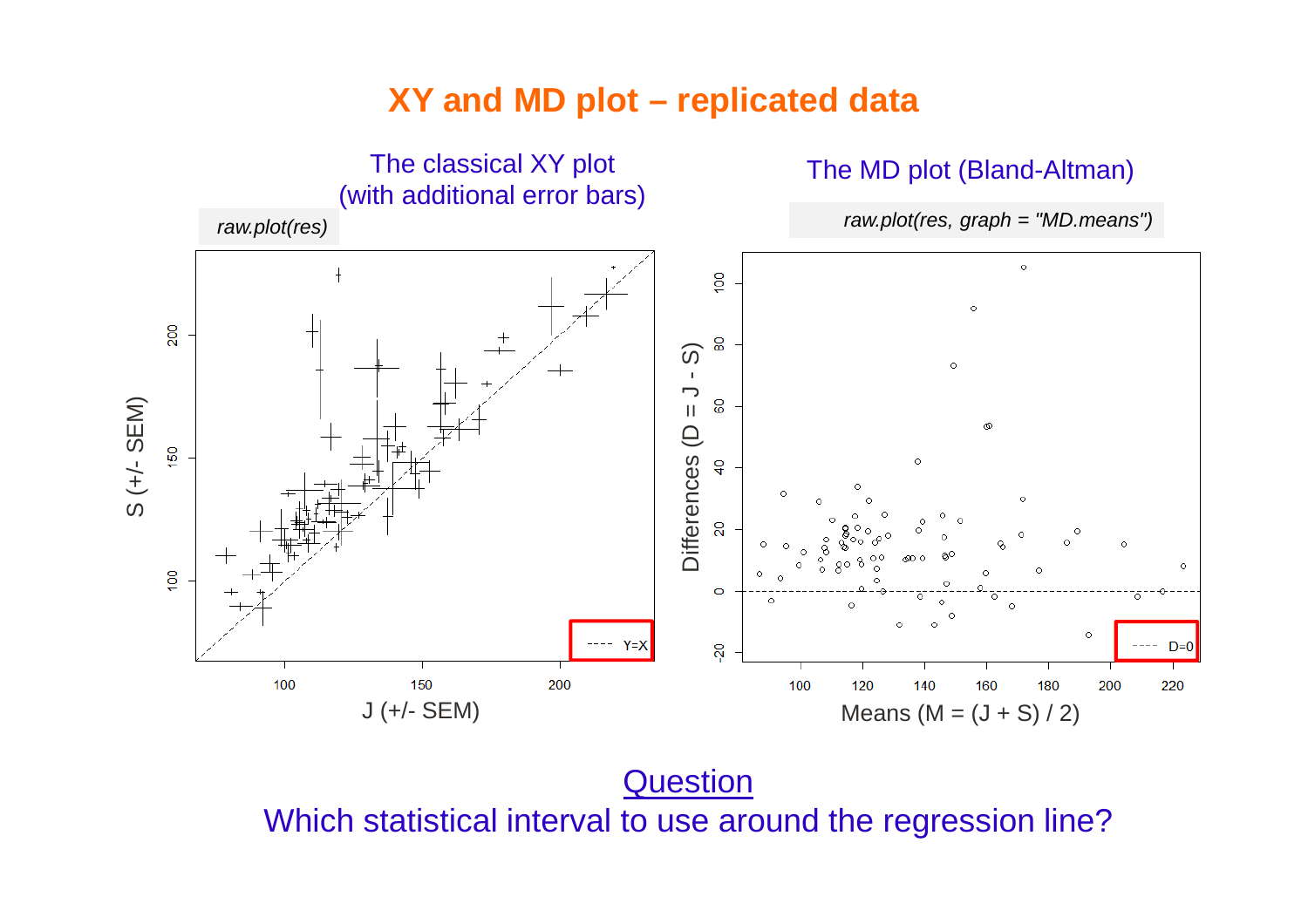# XY and MD plot – replicated data

The classical XY plot
(with additional error bars)

*raw.plot(res)*

The MD plot (Bland-Altman)

*raw.plot(res, graph = "MD.means")*

Question

Which statistical interval to use around the regression line?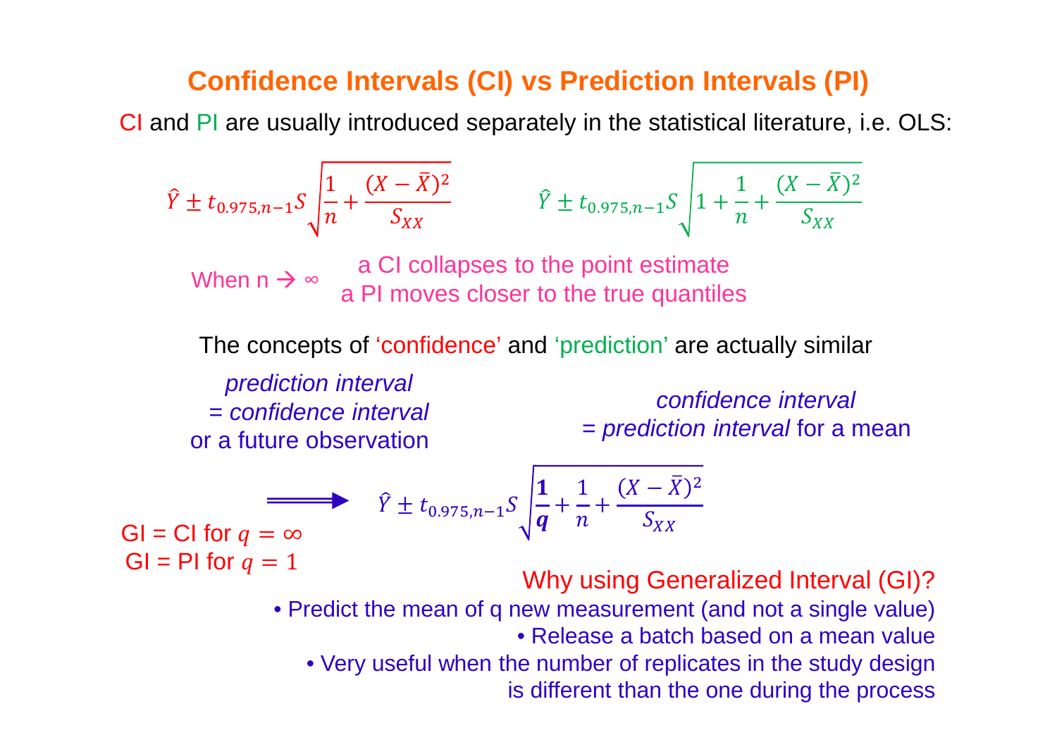# Confidence Intervals (CI) vs Prediction Intervals (PI)

CI and PI are usually introduced separately in the statistical literature, i.e. OLS:

$$\hat{Y} \pm t_{0.975,n-1} S \sqrt{\frac{1}{n} + \frac{(X-\bar{X})^2}{S_{XX}}} \qquad \hat{Y} \pm t_{0.975,n-1} S \sqrt{1 + \frac{1}{n} + \frac{(X-\bar{X})^2}{S_{XX}}}$$

When n → ∞
- a CI collapses to the point estimate
- a PI moves closer to the true quantiles

The concepts of 'confidence' and 'prediction' are actually similar

*prediction interval*
*= confidence interval*
or a future observation

*confidence interval*
*= prediction interval* for a mean

$$\Longrightarrow \quad \hat{Y} \pm t_{0.975,n-1} S \sqrt{\frac{\mathbf{1}}{\boldsymbol{q}} + \frac{1}{n} + \frac{(X-\bar{X})^2}{S_{XX}}}$$

GI = CI for $q = \infty$

GI = PI for $q = 1$

Why using Generalized Interval (GI)?

- Predict the mean of q new measurement (and not a single value)
- Release a batch based on a mean value
- Very useful when the number of replicates in the study design is different than the one during the process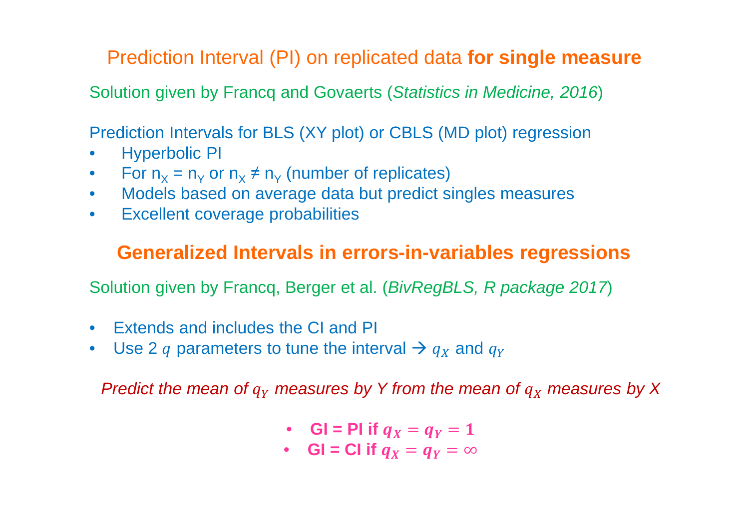## Prediction Interval (PI) on replicated data **for single measure**

Solution given by Francq and Govaerts (*Statistics in Medicine, 2016*)

Prediction Intervals for BLS (XY plot) or CBLS (MD plot) regression

- Hyperbolic PI
- For $n_X = n_Y$ or $n_X \neq n_Y$ (number of replicates)
- Models based on average data but predict singles measures
- Excellent coverage probabilities

## **Generalized Intervals in errors-in-variables regressions**

Solution given by Francq, Berger et al. (*BivRegBLS, R package 2017*)

- Extends and includes the CI and PI
- Use 2 $q$ parameters to tune the interval → $q_X$ and $q_Y$

*Predict the mean of $q_Y$ measures by Y from the mean of $q_X$ measures by X*

- **GI = PI if $q_X = q_Y = 1$**
- **GI = CI if $q_X = q_Y = \infty$**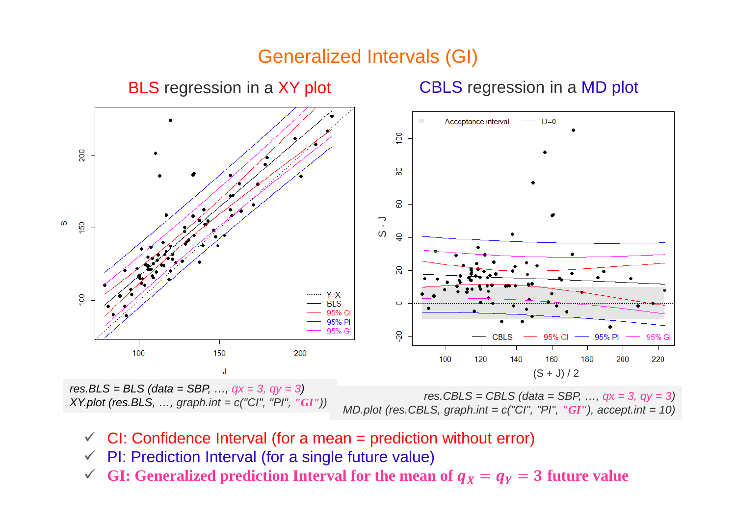# Generalized Intervals (GI)

## BLS regression in a XY plot

*res.BLS = BLS (data = SBP, …, qx = 3, qy = 3)*
*XY.plot (res.BLS, …, graph.int = c("CI", "PI", "GI"))*

## CBLS regression in a MD plot

*res.CBLS = CBLS (data = SBP, …, qx = 3, qy = 3)*
*MD.plot (res.CBLS, graph.int = c("CI", "PI", "GI"), accept.int = 10)*

- ✓ CI: Confidence Interval (for a mean = prediction without error)
- ✓ PI: Prediction Interval (for a single future value)
- ✓ **GI: Generalized prediction Interval for the mean of $q_X = q_Y = 3$ future value**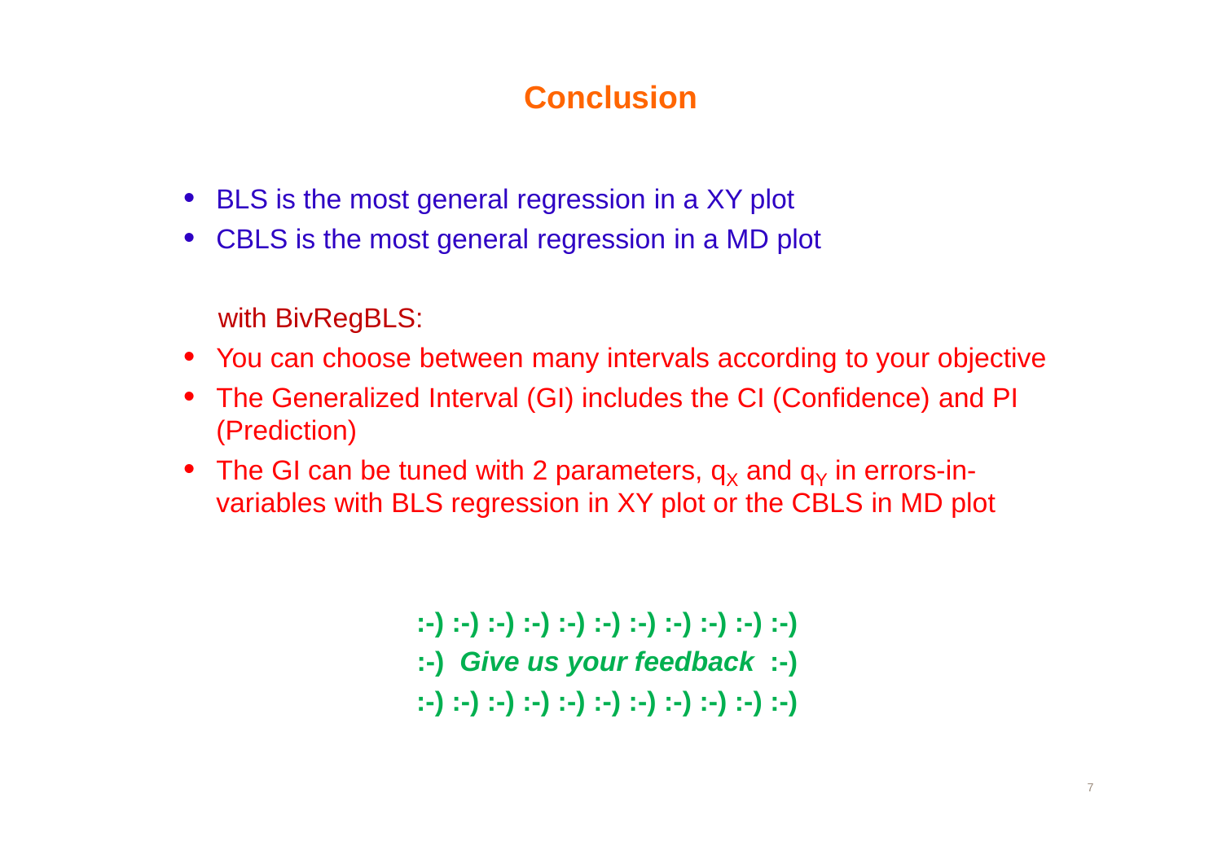# Conclusion

- BLS is the most general regression in a XY plot
- CBLS is the most general regression in a MD plot

with BivRegBLS:

- You can choose between many intervals according to your objective
- The Generalized Interval (GI) includes the CI (Confidence) and PI (Prediction)
- The GI can be tuned with 2 parameters, $q_X$ and $q_Y$ in errors-in-variables with BLS regression in XY plot or the CBLS in MD plot

**:-) :-) :-) :-) :-) :-) :-) :-) :-) :-) :-)**

**:-)** ***Give us your feedback*** **:-)**

**:-) :-) :-) :-) :-) :-) :-) :-) :-) :-) :-)**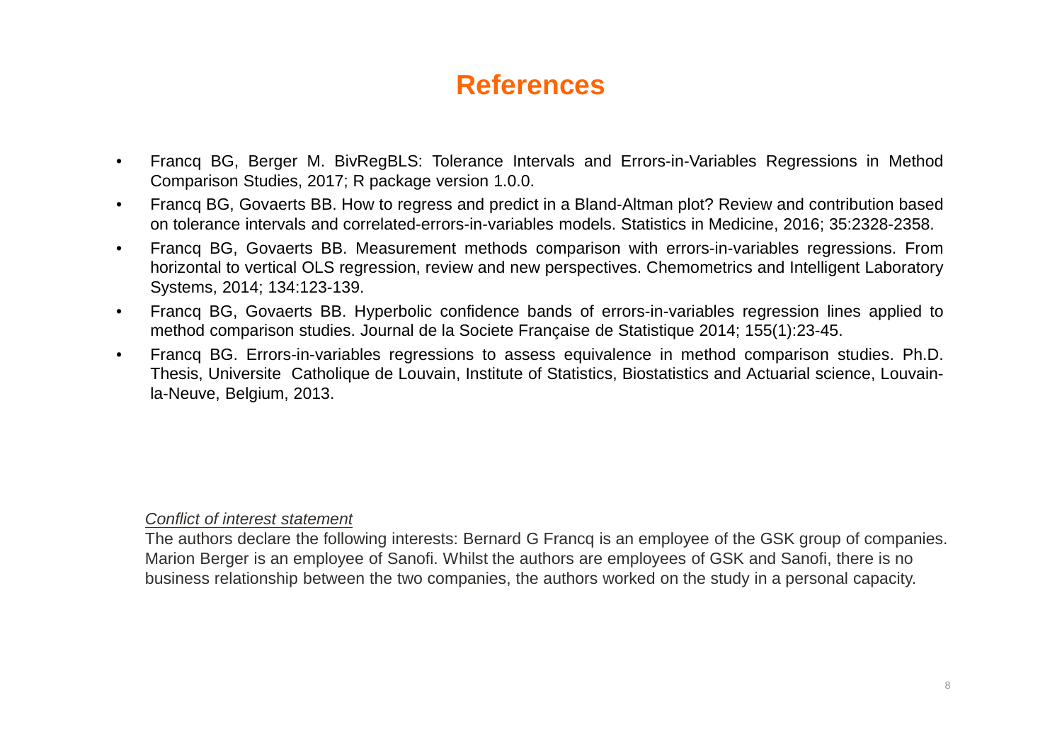# References

- Francq BG, Berger M. BivRegBLS: Tolerance Intervals and Errors-in-Variables Regressions in Method Comparison Studies, 2017; R package version 1.0.0.
- Francq BG, Govaerts BB. How to regress and predict in a Bland-Altman plot? Review and contribution based on tolerance intervals and correlated-errors-in-variables models. Statistics in Medicine, 2016; 35:2328-2358.
- Francq BG, Govaerts BB. Measurement methods comparison with errors-in-variables regressions. From horizontal to vertical OLS regression, review and new perspectives. Chemometrics and Intelligent Laboratory Systems, 2014; 134:123-139.
- Francq BG, Govaerts BB. Hyperbolic confidence bands of errors-in-variables regression lines applied to method comparison studies. Journal de la Societe Française de Statistique 2014; 155(1):23-45.
- Francq BG. Errors-in-variables regressions to assess equivalence in method comparison studies. Ph.D. Thesis, Universite Catholique de Louvain, Institute of Statistics, Biostatistics and Actuarial science, Louvain-la-Neuve, Belgium, 2013.

*Conflict of interest statement*

The authors declare the following interests: Bernard G Francq is an employee of the GSK group of companies. Marion Berger is an employee of Sanofi. Whilst the authors are employees of GSK and Sanofi, there is no business relationship between the two companies, the authors worked on the study in a personal capacity.